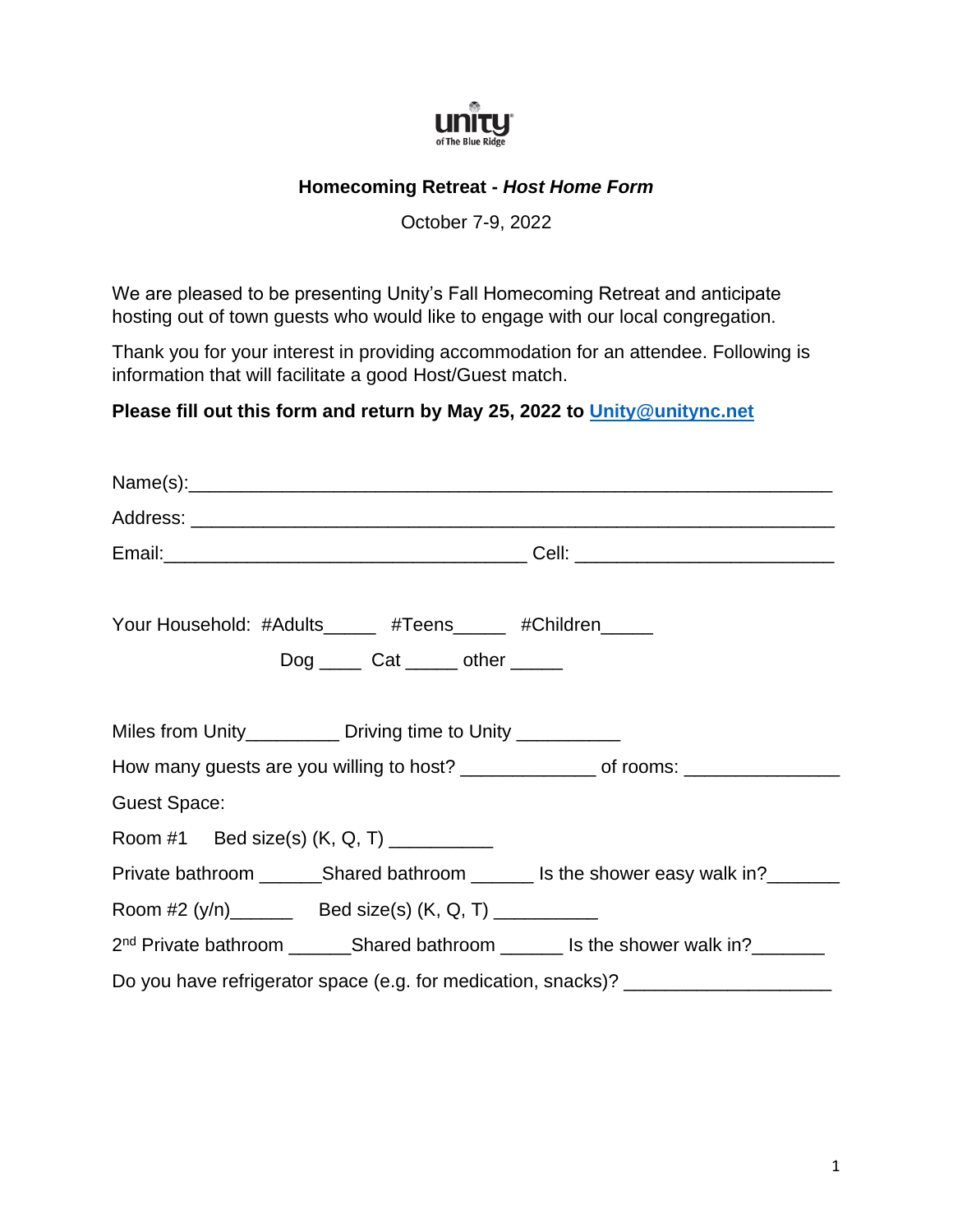unity
of The Blue Ridge

**Homecoming Retreat -** ***Host Home Form***

October 7-9, 2022

We are pleased to be presenting Unity's Fall Homecoming Retreat and anticipate hosting out of town guests who would like to engage with our local congregation.

Thank you for your interest in providing accommodation for an attendee. Following is information that will facilitate a good Host/Guest match.

**Please fill out this form and return by May 25, 2022 to [Unity@unitync.net](mailto:Unity@unitync.net)**

Name(s):_______________________________________________________________

Address: _______________________________________________________________

Email:___________________________________ Cell: _________________________

Your Household: #Adults_____ #Teens_____ #Children_____

Dog ____ Cat _____ other _____

Miles from Unity_________ Driving time to Unity __________

How many guests are you willing to host? _____________ of rooms: _______________

Guest Space:

Room #1 Bed size(s) (K, Q, T) __________

Private bathroom ______Shared bathroom ______ Is the shower easy walk in?_______

Room #2 (y/n)______ Bed size(s) (K, Q, T) __________

2nd Private bathroom ______Shared bathroom ______ Is the shower walk in?_______

Do you have refrigerator space (e.g. for medication, snacks)? ____________________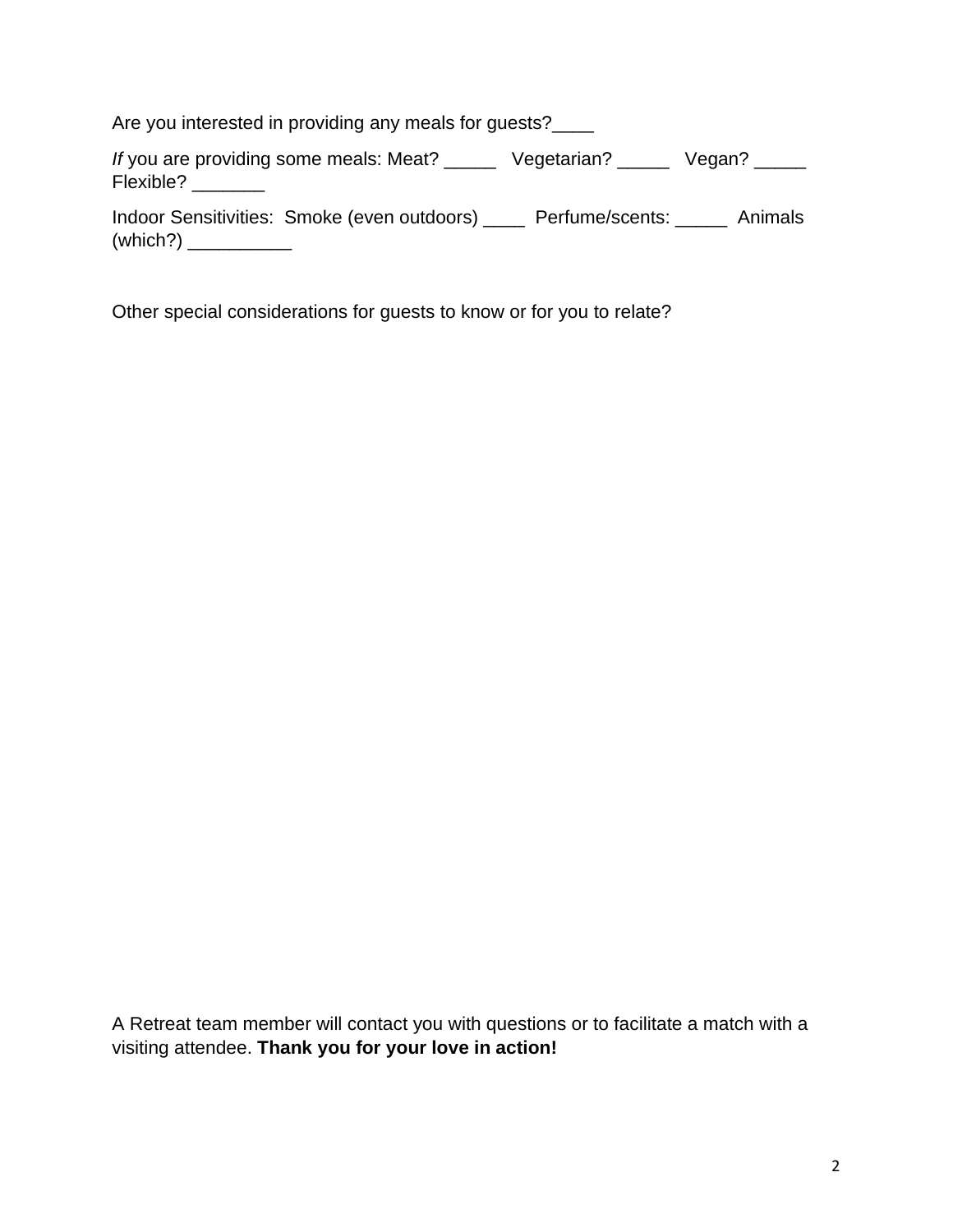Are you interested in providing any meals for guests?____

*If* you are providing some meals: Meat? _____ Vegetarian? _____ Vegan? _____ Flexible? _______

Indoor Sensitivities: Smoke (even outdoors) ____ Perfume/scents: _____ Animals (which?) __________

Other special considerations for guests to know or for you to relate?

A Retreat team member will contact you with questions or to facilitate a match with a visiting attendee. **Thank you for your love in action!**